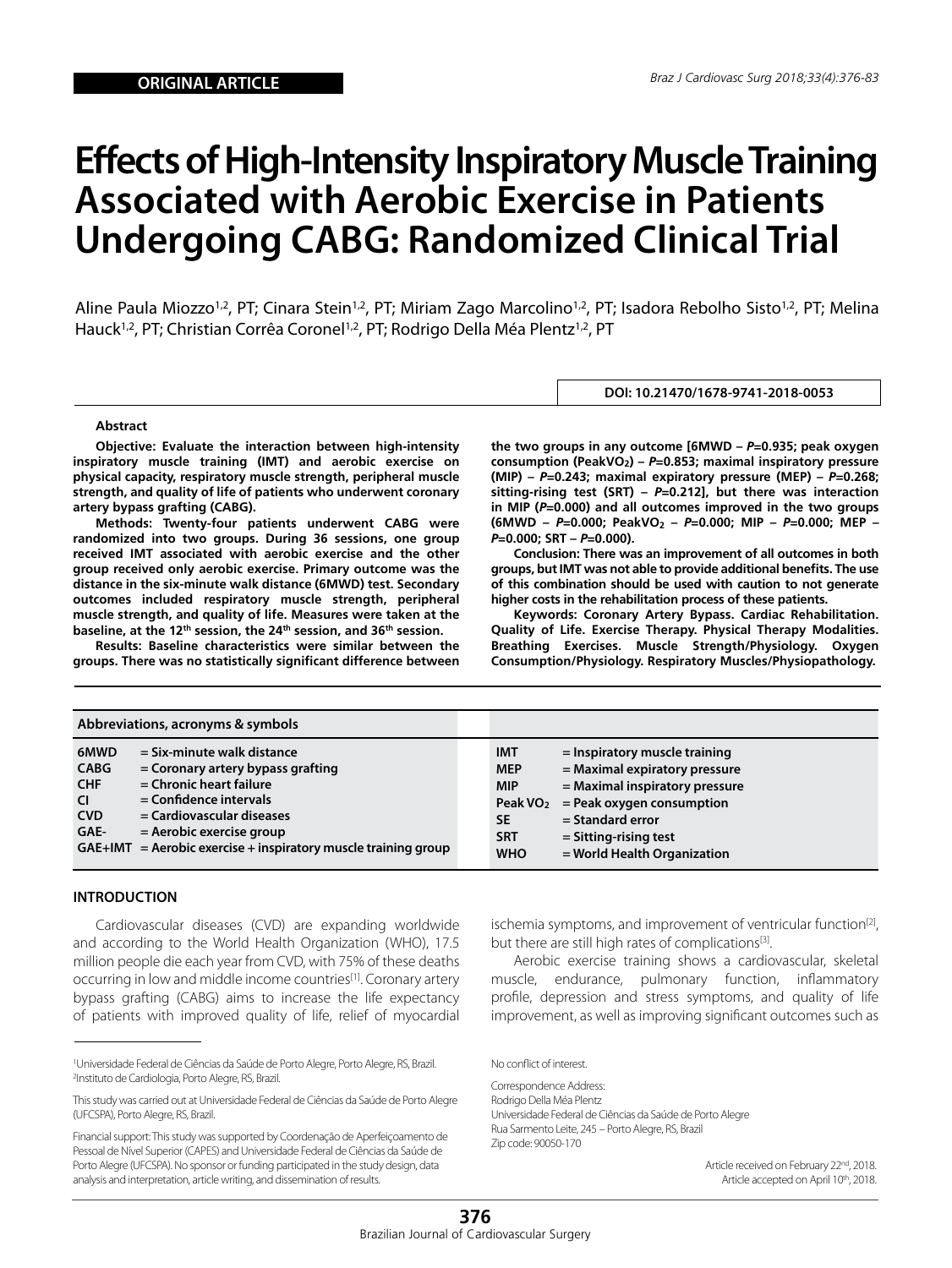ORIGINAL ARTICLE

# Effects of High-Intensity Inspiratory Muscle Training Associated with Aerobic Exercise in Patients Undergoing CABG: Randomized Clinical Trial

Aline Paula Miozzo[1,2], PT; Cinara Stein[1,2], PT; Miriam Zago Marcolino[1,2], PT; Isadora Rebolho Sisto[1,2], PT; Melina Hauck[1,2], PT; Christian Corrêa Coronel[1,2], PT; Rodrigo Della Méa Plentz[1,2], PT

DOI: 10.21470/1678-9741-2018-0053

### Abstract

**Objective: Evaluate the interaction between high-intensity inspiratory muscle training (IMT) and aerobic exercise on physical capacity, respiratory muscle strength, peripheral muscle strength, and quality of life of patients who underwent coronary artery bypass grafting (CABG).**

**Methods: Twenty-four patients underwent CABG were randomized into two groups. During 36 sessions, one group received IMT associated with aerobic exercise and the other group received only aerobic exercise. Primary outcome was the distance in the six-minute walk distance (6MWD) test. Secondary outcomes included respiratory muscle strength, peripheral muscle strength, and quality of life. Measures were taken at the baseline, at the 12th session, the 24th session, and 36th session.**

**Results: Baseline characteristics were similar between the groups. There was no statistically significant difference between the two groups in any outcome [6MWD – *P*=0.935; peak oxygen consumption (PeakVO$_2$) – *P*=0.853; maximal inspiratory pressure (MIP) – *P*=0.243; maximal expiratory pressure (MEP) – *P*=0.268; sitting-rising test (SRT) – *P*=0.212], but there was interaction in MIP (*P*=0.000) and all outcomes improved in the two groups (6MWD – *P*=0.000; PeakVO$_2$ – *P*=0.000; MIP – *P*=0.000; MEP – *P*=0.000; SRT – *P*=0.000).**

**Conclusion: There was an improvement of all outcomes in both groups, but IMT was not able to provide additional benefits. The use of this combination should be used with caution to not generate higher costs in the rehabilitation process of these patients.**

**Keywords: Coronary Artery Bypass. Cardiac Rehabilitation. Quality of Life. Exercise Therapy. Physical Therapy Modalities. Breathing Exercises. Muscle Strength/Physiology. Oxygen Consumption/Physiology. Respiratory Muscles/Physiopathology.**

| Abbreviations, acronyms & symbols | |
|---|---|
| 6MWD | = Six-minute walk distance |
| CABG | = Coronary artery bypass grafting |
| CHF | = Chronic heart failure |
| CI | = Confidence intervals |
| CVD | = Cardiovascular diseases |
| GAE- | = Aerobic exercise group |
| GAE+IMT | = Aerobic exercise + inspiratory muscle training group |
| IMT | = Inspiratory muscle training |
| MEP | = Maximal expiratory pressure |
| MIP | = Maximal inspiratory pressure |
| Peak VO$_2$ | = Peak oxygen consumption |
| SE | = Standard error |
| SRT | = Sitting-rising test |
| WHO | = World Health Organization |

## INTRODUCTION

Cardiovascular diseases (CVD) are expanding worldwide and according to the World Health Organization (WHO), 17.5 million people die each year from CVD, with 75% of these deaths occurring in low and middle income countries[1]. Coronary artery bypass grafting (CABG) aims to increase the life expectancy of patients with improved quality of life, relief of myocardial ischemia symptoms, and improvement of ventricular function[2], but there are still high rates of complications[3].

Aerobic exercise training shows a cardiovascular, skeletal muscle, endurance, pulmonary function, inflammatory profile, depression and stress symptoms, and quality of life improvement, as well as improving significant outcomes such as

[1]Universidade Federal de Ciências da Saúde de Porto Alegre, Porto Alegre, RS, Brazil.
[2]Instituto de Cardiologia, Porto Alegre, RS, Brazil.

This study was carried out at Universidade Federal de Ciências da Saúde de Porto Alegre (UFCSPA), Porto Alegre, RS, Brazil.

Financial support: This study was supported by Coordenação de Aperfeiçoamento de Pessoal de Nível Superior (CAPES) and Universidade Federal de Ciências da Saúde de Porto Alegre (UFCSPA). No sponsor or funding participated in the study design, data analysis and interpretation, article writing, and dissemination of results.

No conflict of interest.

Correspondence Address:
Rodrigo Della Méa Plentz
Universidade Federal de Ciências da Saúde de Porto Alegre
Rua Sarmento Leite, 245 – Porto Alegre, RS, Brazil
Zip code: 90050-170

Article received on February 22nd, 2018.
Article accepted on April 10th, 2018.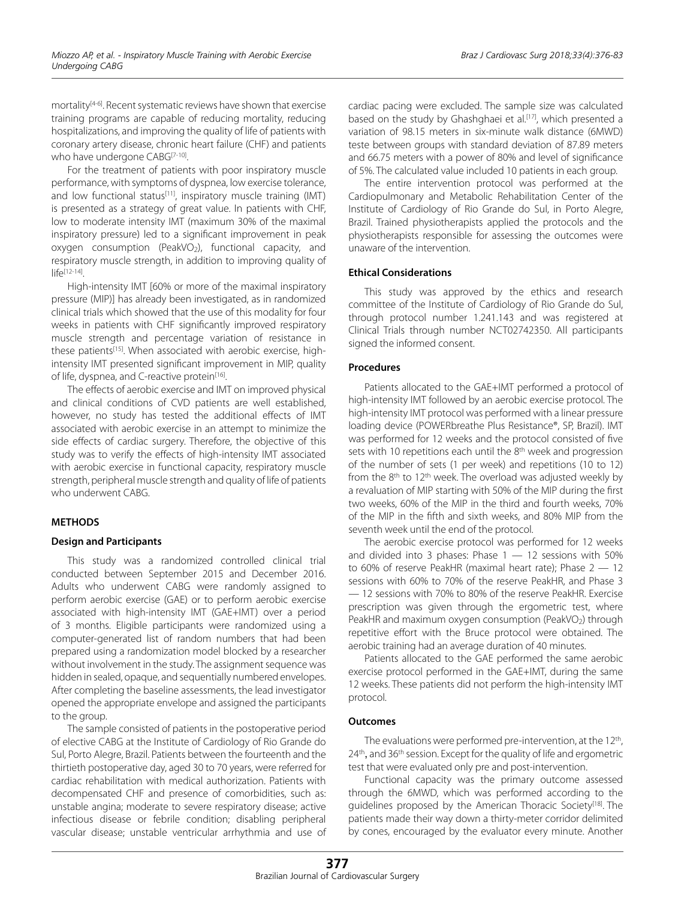mortality[4-6]. Recent systematic reviews have shown that exercise training programs are capable of reducing mortality, reducing hospitalizations, and improving the quality of life of patients with coronary artery disease, chronic heart failure (CHF) and patients who have undergone CABG[7-10].

For the treatment of patients with poor inspiratory muscle performance, with symptoms of dyspnea, low exercise tolerance, and low functional status[11], inspiratory muscle training (IMT) is presented as a strategy of great value. In patients with CHF, low to moderate intensity IMT (maximum 30% of the maximal inspiratory pressure) led to a significant improvement in peak oxygen consumption (Peak$VO_2$), functional capacity, and respiratory muscle strength, in addition to improving quality of life[12-14].

High-intensity IMT [60% or more of the maximal inspiratory pressure (MIP)] has already been investigated, as in randomized clinical trials which showed that the use of this modality for four weeks in patients with CHF significantly improved respiratory muscle strength and percentage variation of resistance in these patients[15]. When associated with aerobic exercise, high-intensity IMT presented significant improvement in MIP, quality of life, dyspnea, and C-reactive protein[16].

The effects of aerobic exercise and IMT on improved physical and clinical conditions of CVD patients are well established, however, no study has tested the additional effects of IMT associated with aerobic exercise in an attempt to minimize the side effects of cardiac surgery. Therefore, the objective of this study was to verify the effects of high-intensity IMT associated with aerobic exercise in functional capacity, respiratory muscle strength, peripheral muscle strength and quality of life of patients who underwent CABG.

## METHODS

### Design and Participants

This study was a randomized controlled clinical trial conducted between September 2015 and December 2016. Adults who underwent CABG were randomly assigned to perform aerobic exercise (GAE) or to perform aerobic exercise associated with high-intensity IMT (GAE+IMT) over a period of 3 months. Eligible participants were randomized using a computer-generated list of random numbers that had been prepared using a randomization model blocked by a researcher without involvement in the study. The assignment sequence was hidden in sealed, opaque, and sequentially numbered envelopes. After completing the baseline assessments, the lead investigator opened the appropriate envelope and assigned the participants to the group.

The sample consisted of patients in the postoperative period of elective CABG at the Institute of Cardiology of Rio Grande do Sul, Porto Alegre, Brazil. Patients between the fourteenth and the thirtieth postoperative day, aged 30 to 70 years, were referred for cardiac rehabilitation with medical authorization. Patients with decompensated CHF and presence of comorbidities, such as: unstable angina; moderate to severe respiratory disease; active infectious disease or febrile condition; disabling peripheral vascular disease; unstable ventricular arrhythmia and use of cardiac pacing were excluded. The sample size was calculated based on the study by Ghashghaei et al.[17], which presented a variation of 98.15 meters in six-minute walk distance (6MWD) teste between groups with standard deviation of 87.89 meters and 66.75 meters with a power of 80% and level of significance of 5%. The calculated value included 10 patients in each group.

The entire intervention protocol was performed at the Cardiopulmonary and Metabolic Rehabilitation Center of the Institute of Cardiology of Rio Grande do Sul, in Porto Alegre, Brazil. Trained physiotherapists applied the protocols and the physiotherapists responsible for assessing the outcomes were unaware of the intervention.

### Ethical Considerations

This study was approved by the ethics and research committee of the Institute of Cardiology of Rio Grande do Sul, through protocol number 1.241.143 and was registered at Clinical Trials through number NCT02742350. All participants signed the informed consent.

### Procedures

Patients allocated to the GAE+IMT performed a protocol of high-intensity IMT followed by an aerobic exercise protocol. The high-intensity IMT protocol was performed with a linear pressure loading device (POWERbreathe Plus Resistance®, SP, Brazil). IMT was performed for 12 weeks and the protocol consisted of five sets with 10 repetitions each until the 8th week and progression of the number of sets (1 per week) and repetitions (10 to 12) from the 8th to 12th week. The overload was adjusted weekly by a revaluation of MIP starting with 50% of the MIP during the first two weeks, 60% of the MIP in the third and fourth weeks, 70% of the MIP in the fifth and sixth weeks, and 80% MIP from the seventh week until the end of the protocol.

The aerobic exercise protocol was performed for 12 weeks and divided into 3 phases: Phase 1 — 12 sessions with 50% to 60% of reserve PeakHR (maximal heart rate); Phase 2 — 12 sessions with 60% to 70% of the reserve PeakHR, and Phase 3 — 12 sessions with 70% to 80% of the reserve PeakHR. Exercise prescription was given through the ergometric test, where PeakHR and maximum oxygen consumption (Peak$VO_2$) through repetitive effort with the Bruce protocol were obtained. The aerobic training had an average duration of 40 minutes.

Patients allocated to the GAE performed the same aerobic exercise protocol performed in the GAE+IMT, during the same 12 weeks. These patients did not perform the high-intensity IMT protocol.

### Outcomes

The evaluations were performed pre-intervention, at the 12th, 24th, and 36th session. Except for the quality of life and ergometric test that were evaluated only pre and post-intervention.

Functional capacity was the primary outcome assessed through the 6MWD, which was performed according to the guidelines proposed by the American Thoracic Society[18]. The patients made their way down a thirty-meter corridor delimited by cones, encouraged by the evaluator every minute. Another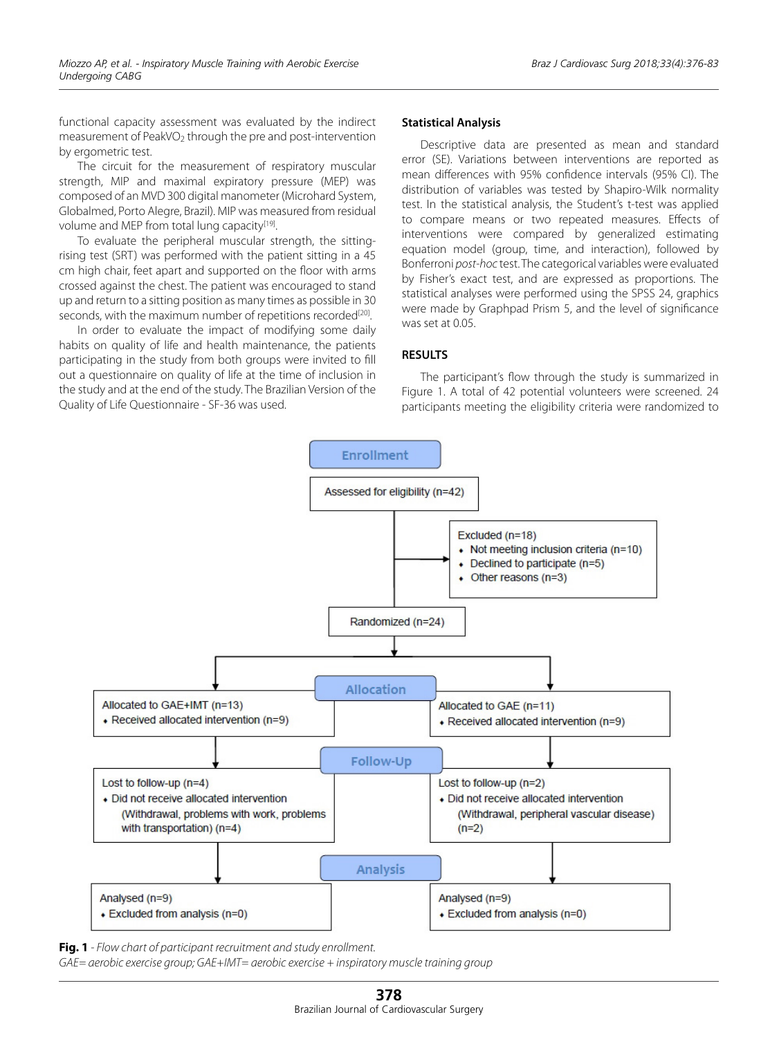functional capacity assessment was evaluated by the indirect measurement of PeakVO$_2$ through the pre and post-intervention by ergometric test.

The circuit for the measurement of respiratory muscular strength, MIP and maximal expiratory pressure (MEP) was composed of an MVD 300 digital manometer (Microhard System, Globalmed, Porto Alegre, Brazil). MIP was measured from residual volume and MEP from total lung capacity[19].

To evaluate the peripheral muscular strength, the sitting-rising test (SRT) was performed with the patient sitting in a 45 cm high chair, feet apart and supported on the floor with arms crossed against the chest. The patient was encouraged to stand up and return to a sitting position as many times as possible in 30 seconds, with the maximum number of repetitions recorded[20].

In order to evaluate the impact of modifying some daily habits on quality of life and health maintenance, the patients participating in the study from both groups were invited to fill out a questionnaire on quality of life at the time of inclusion in the study and at the end of the study. The Brazilian Version of the Quality of Life Questionnaire - SF-36 was used.

### Statistical Analysis

Descriptive data are presented as mean and standard error (SE). Variations between interventions are reported as mean differences with 95% confidence intervals (95% CI). The distribution of variables was tested by Shapiro-Wilk normality test. In the statistical analysis, the Student's t-test was applied to compare means or two repeated measures. Effects of interventions were compared by generalized estimating equation model (group, time, and interaction), followed by Bonferroni *post-hoc* test. The categorical variables were evaluated by Fisher's exact test, and are expressed as proportions. The statistical analyses were performed using the SPSS 24, graphics were made by Graphpad Prism 5, and the level of significance was set at 0.05.

## RESULTS

The participant's flow through the study is summarized in Figure 1. A total of 42 potential volunteers were screened. 24 participants meeting the eligibility criteria were randomized to

**Enrollment**

Assessed for eligibility (n=42)

Excluded (n=18)
- Not meeting inclusion criteria (n=10)
- Declined to participate (n=5)
- Other reasons (n=3)

Randomized (n=24)

**Allocation**

| GAE+IMT | GAE |
|---|---|
| Allocated to GAE+IMT (n=13) • Received allocated intervention (n=9) | Allocated to GAE (n=11) • Received allocated intervention (n=9) |

**Follow-Up**

| GAE+IMT | GAE |
|---|---|
| Lost to follow-up (n=4) • Did not receive allocated intervention (Withdrawal, problems with work, problems with transportation) (n=4) | Lost to follow-up (n=2) • Did not receive allocated intervention (Withdrawal, peripheral vascular disease) (n=2) |

**Analysis**

| GAE+IMT | GAE |
|---|---|
| Analysed (n=9) • Excluded from analysis (n=0) | Analysed (n=9) • Excluded from analysis (n=0) |

**Fig. 1** - *Flow chart of participant recruitment and study enrollment.*
*GAE= aerobic exercise group; GAE+IMT= aerobic exercise + inspiratory muscle training group*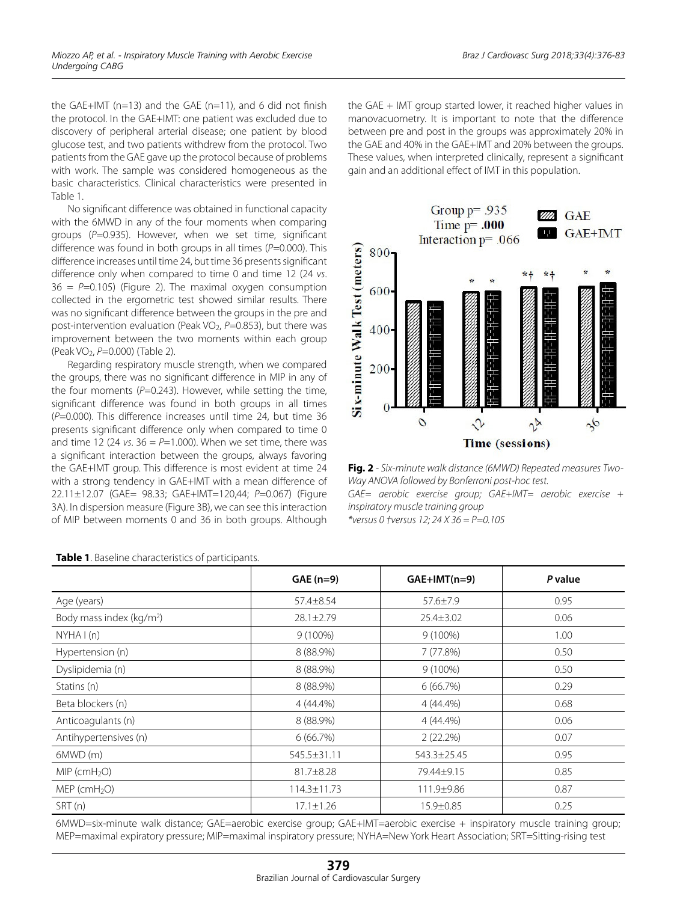the GAE+IMT (n=13) and the GAE (n=11), and 6 did not finish the protocol. In the GAE+IMT: one patient was excluded due to discovery of peripheral arterial disease; one patient by blood glucose test, and two patients withdrew from the protocol. Two patients from the GAE gave up the protocol because of problems with work. The sample was considered homogeneous as the basic characteristics. Clinical characteristics were presented in Table 1.

No significant difference was obtained in functional capacity with the 6MWD in any of the four moments when comparing groups (*P*=0.935). However, when we set time, significant difference was found in both groups in all times (*P*=0.000). This difference increases until time 24, but time 36 presents significant difference only when compared to time 0 and time 12 (24 *vs*. 36 = *P*=0.105) (Figure 2). The maximal oxygen consumption collected in the ergometric test showed similar results. There was no significant difference between the groups in the pre and post-intervention evaluation (Peak $VO_2$, *P*=0.853), but there was improvement between the two moments within each group (Peak $VO_2$, *P*=0.000) (Table 2).

Regarding respiratory muscle strength, when we compared the groups, there was no significant difference in MIP in any of the four moments (*P*=0.243). However, while setting the time, significant difference was found in both groups in all times (*P*=0.000). This difference increases until time 24, but time 36 presents significant difference only when compared to time 0 and time 12 (24 *vs*. 36 = *P*=1.000). When we set time, there was a significant interaction between the groups, always favoring the GAE+IMT group. This difference is most evident at time 24 with a strong tendency in GAE+IMT with a mean difference of 22.11±12.07 (GAE= 98.33; GAE+IMT=120,44; *P*=0.067) (Figure 3A). In dispersion measure (Figure 3B), we can see this interaction of MIP between moments 0 and 36 in both groups. Although the GAE + IMT group started lower, it reached higher values in manovacuometry. It is important to note that the difference between pre and post in the groups was approximately 20% in the GAE and 40% in the GAE+IMT and 20% between the groups. These values, when interpreted clinically, represent a significant gain and an additional effect of IMT in this population.

**Fig. 2** - *Six-minute walk distance (6MWD) Repeated measures Two-Way ANOVA followed by Bonferroni post-hoc test.*
*GAE= aerobic exercise group; GAE+IMT= aerobic exercise + inspiratory muscle training group*
*\*versus 0 †versus 12; 24 X 36 = P=0.105*

**Table 1**. Baseline characteristics of participants.

| | GAE (n=9) | GAE+IMT(n=9) | *P* value |
|---|---|---|---|
| Age (years) | 57.4±8.54 | 57.6±7.9 | 0.95 |
| Body mass index (kg/m$^2$) | 28.1±2.79 | 25.4±3.02 | 0.06 |
| NYHA I (n) | 9 (100%) | 9 (100%) | 1.00 |
| Hypertension (n) | 8 (88.9%) | 7 (77.8%) | 0.50 |
| Dyslipidemia (n) | 8 (88.9%) | 9 (100%) | 0.50 |
| Statins (n) | 8 (88.9%) | 6 (66.7%) | 0.29 |
| Beta blockers (n) | 4 (44.4%) | 4 (44.4%) | 0.68 |
| Anticoagulants (n) | 8 (88.9%) | 4 (44.4%) | 0.06 |
| Antihypertensives (n) | 6 (66.7%) | 2 (22.2%) | 0.07 |
| 6MWD (m) | 545.5±31.11 | 543.3±25.45 | 0.95 |
| MIP (cm$H_2O$) | 81.7±8.28 | 79.44±9.15 | 0.85 |
| MEP (cm$H_2O$) | 114.3±11.73 | 111.9±9.86 | 0.87 |
| SRT (n) | 17.1±1.26 | 15.9±0.85 | 0.25 |

6MWD=six-minute walk distance; GAE=aerobic exercise group; GAE+IMT=aerobic exercise + inspiratory muscle training group; MEP=maximal expiratory pressure; MIP=maximal inspiratory pressure; NYHA=New York Heart Association; SRT=Sitting-rising test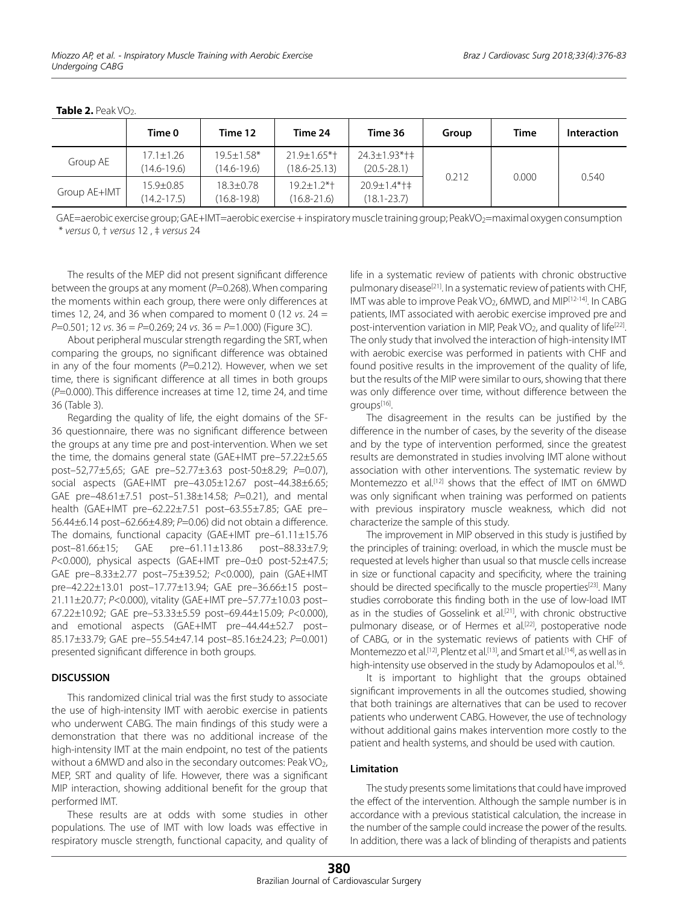**Table 2.** Peak $VO_2$.

| | Time 0 | Time 12 | Time 24 | Time 36 | Group | Time | Interaction |
|---|---|---|---|---|---|---|---|
| Group AE | 17.1±1.26 (14.6-19.6) | 19.5±1.58* (14.6-19.6) | 21.9±1.65*† (18.6-25.13) | 24.3±1.93*†‡ (20.5-28.1) | 0.212 | 0.000 | 0.540 |
| Group AE+IMT | 15.9±0.85 (14.2-17.5) | 18.3±0.78 (16.8-19.8) | 19.2±1.2*† (16.8-21.6) | 20.9±1.4*†‡ (18.1-23.7) | | | |

GAE=aerobic exercise group; GAE+IMT=aerobic exercise + inspiratory muscle training group; Peak$VO_2$=maximal oxygen consumption
\* *versus* 0, † *versus* 12 , ‡ *versus* 24

The results of the MEP did not present significant difference between the groups at any moment ($P$=0.268). When comparing the moments within each group, there were only differences at times 12, 24, and 36 when compared to moment 0 (12 *vs.* 24 = $P$=0.501; 12 *vs.* 36 = $P$=0.269; 24 *vs.* 36 = $P$=1.000) (Figure 3C).

About peripheral muscular strength regarding the SRT, when comparing the groups, no significant difference was obtained in any of the four moments ($P$=0.212). However, when we set time, there is significant difference at all times in both groups ($P$=0.000). This difference increases at time 12, time 24, and time 36 (Table 3).

Regarding the quality of life, the eight domains of the SF-36 questionnaire, there was no significant difference between the groups at any time pre and post-intervention. When we set the time, the domains general state (GAE+IMT pre–57.22±5.65 post–52,77±5,65; GAE pre–52.77±3.63 post-50±8.29; $P$=0.07), social aspects (GAE+IMT pre–43.05±12.67 post–44.38±6.65; GAE pre–48.61±7.51 post–51.38±14.58; $P$=0.21), and mental health (GAE+IMT pre–62.22±7.51 post–63.55±7.85; GAE pre–56.44±6.14 post–62.66±4.89; $P$=0.06) did not obtain a difference. The domains, functional capacity (GAE+IMT pre–61.11±15.76 post–81.66±15; GAE pre–61.11±13.86 post–88.33±7.9; $P$<0.000), physical aspects (GAE+IMT pre–0±0 post-52±47.5; GAE pre–8.33±2.77 post–75±39.52; $P$<0.000), pain (GAE+IMT pre–42.22±13.01 post–17.77±13.94; GAE pre–36.66±15 post–21.11±20.77; $P$<0.000), vitality (GAE+IMT pre–57.77±10.03 post–67.22±10.92; GAE pre–53.33±5.59 post–69.44±15.09; $P$<0.000), and emotional aspects (GAE+IMT pre–44.44±52.7 post–85.17±33.79; GAE pre–55.54±47.14 post–85.16±24.23; $P$=0.001) presented significant difference in both groups.

## DISCUSSION

This randomized clinical trial was the first study to associate the use of high-intensity IMT with aerobic exercise in patients who underwent CABG. The main findings of this study were a demonstration that there was no additional increase of the high-intensity IMT at the main endpoint, no test of the patients without a 6MWD and also in the secondary outcomes: Peak $VO_2$, MEP, SRT and quality of life. However, there was a significant MIP interaction, showing additional benefit for the group that performed IMT.

These results are at odds with some studies in other populations. The use of IMT with low loads was effective in respiratory muscle strength, functional capacity, and quality of life in a systematic review of patients with chronic obstructive pulmonary disease[21]. In a systematic review of patients with CHF, IMT was able to improve Peak $VO_2$, 6MWD, and MIP[12-14]. In CABG patients, IMT associated with aerobic exercise improved pre and post-intervention variation in MIP, Peak $VO_2$, and quality of life[22]. The only study that involved the interaction of high-intensity IMT with aerobic exercise was performed in patients with CHF and found positive results in the improvement of the quality of life, but the results of the MIP were similar to ours, showing that there was only difference over time, without difference between the groups[16].

The disagreement in the results can be justified by the difference in the number of cases, by the severity of the disease and by the type of intervention performed, since the greatest results are demonstrated in studies involving IMT alone without association with other interventions. The systematic review by Montemezzo et al.[12] shows that the effect of IMT on 6MWD was only significant when training was performed on patients with previous inspiratory muscle weakness, which did not characterize the sample of this study.

The improvement in MIP observed in this study is justified by the principles of training: overload, in which the muscle must be requested at levels higher than usual so that muscle cells increase in size or functional capacity and specificity, where the training should be directed specifically to the muscle properties[23]. Many studies corroborate this finding both in the use of low-load IMT as in the studies of Gosselink et al.[21], with chronic obstructive pulmonary disease, or of Hermes et al.[22], postoperative node of CABG, or in the systematic reviews of patients with CHF of Montemezzo et al.[12], Plentz et al.[13], and Smart et al.[14], as well as in high-intensity use observed in the study by Adamopoulos et al.[16].

It is important to highlight that the groups obtained significant improvements in all the outcomes studied, showing that both trainings are alternatives that can be used to recover patients who underwent CABG. However, the use of technology without additional gains makes intervention more costly to the patient and health systems, and should be used with caution.

### Limitation

The study presents some limitations that could have improved the effect of the intervention. Although the sample number is in accordance with a previous statistical calculation, the increase in the number of the sample could increase the power of the results. In addition, there was a lack of blinding of therapists and patients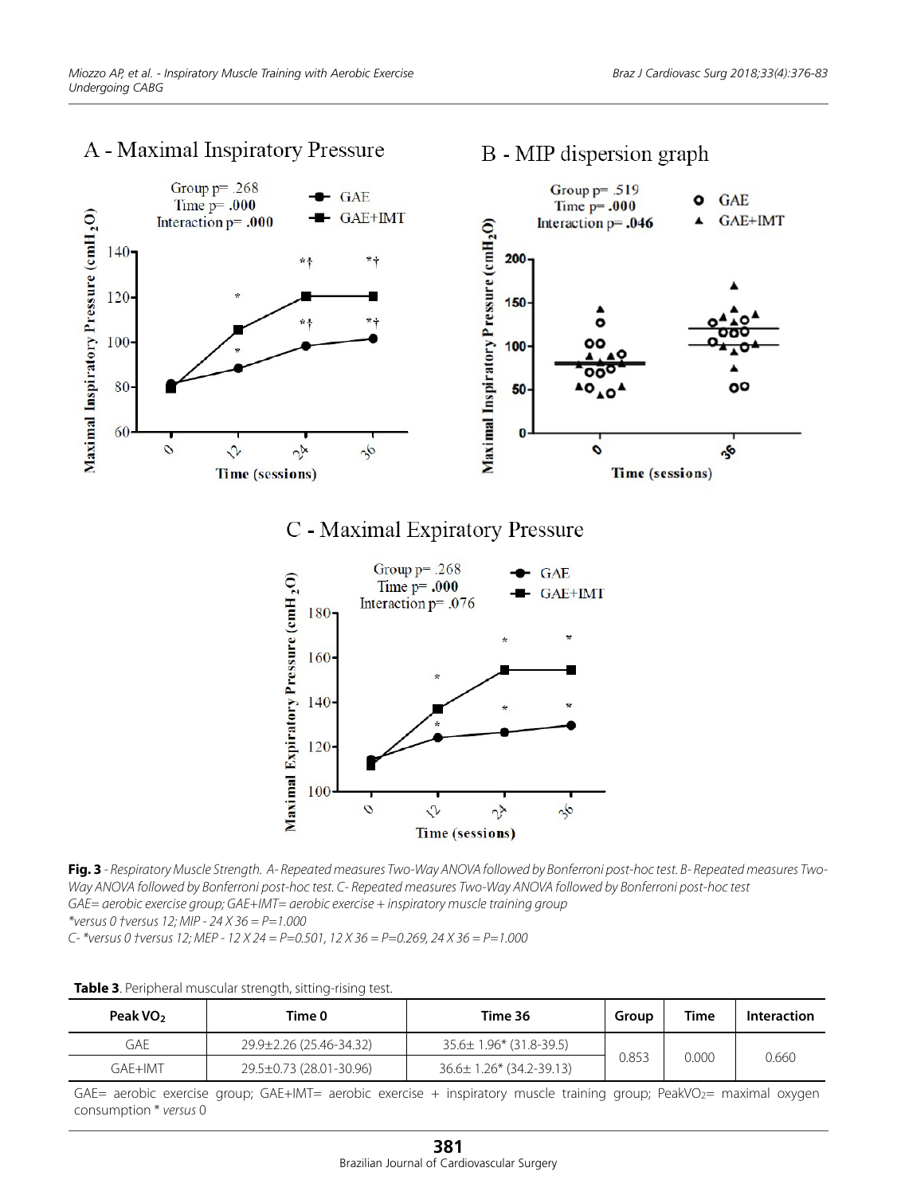**Fig. 3** - *Respiratory Muscle Strength. A- Repeated measures Two-Way ANOVA followed by Bonferroni post-hoc test. B- Repeated measures Two-Way ANOVA followed by Bonferroni post-hoc test. C- Repeated measures Two-Way ANOVA followed by Bonferroni post-hoc test*
*GAE= aerobic exercise group; GAE+IMT= aerobic exercise + inspiratory muscle training group*
**versus 0 †versus 12; MIP - 24 X 36 = P=1.000*
*C- *versus 0 †versus 12; MEP - 12 X 24 = P=0.501, 12 X 36 = P=0.269, 24 X 36 = P=1.000*

**Table 3**. Peripheral muscular strength, sitting-rising test.

| Peak $VO_2$ | Time 0 | Time 36 | Group | Time | Interaction |
|---|---|---|---|---|---|
| GAE | 29.9±2.26 (25.46-34.32) | 35.6± 1.96* (31.8-39.5) | 0.853 | 0.000 | 0.660 |
| GAE+IMT | 29.5±0.73 (28.01-30.96) | 36.6± 1.26* (34.2-39.13) | | | |

GAE= aerobic exercise group; GAE+IMT= aerobic exercise + inspiratory muscle training group; Peak$VO_2$= maximal oxygen consumption * *versus* 0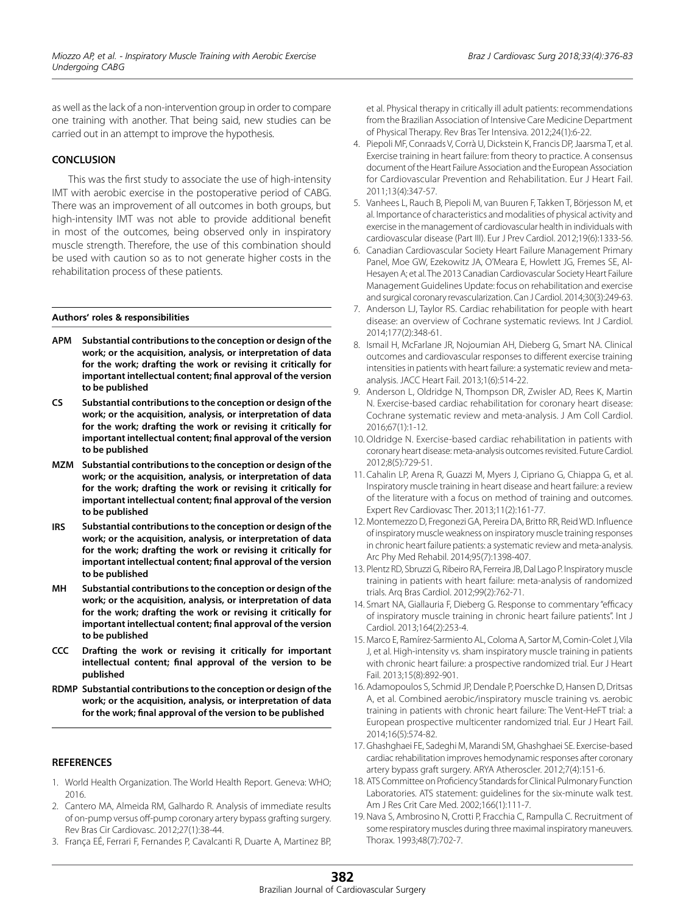as well as the lack of a non-intervention group in order to compare one training with another. That being said, new studies can be carried out in an attempt to improve the hypothesis.

## CONCLUSION

This was the first study to associate the use of high-intensity IMT with aerobic exercise in the postoperative period of CABG. There was an improvement of all outcomes in both groups, but high-intensity IMT was not able to provide additional benefit in most of the outcomes, being observed only in inspiratory muscle strength. Therefore, the use of this combination should be used with caution so as to not generate higher costs in the rehabilitation process of these patients.

**Authors' roles & responsibilities**

**APM Substantial contributions to the conception or design of the work; or the acquisition, analysis, or interpretation of data for the work; drafting the work or revising it critically for important intellectual content; final approval of the version to be published**

**CS Substantial contributions to the conception or design of the work; or the acquisition, analysis, or interpretation of data for the work; drafting the work or revising it critically for important intellectual content; final approval of the version to be published**

**MZM Substantial contributions to the conception or design of the work; or the acquisition, analysis, or interpretation of data for the work; drafting the work or revising it critically for important intellectual content; final approval of the version to be published**

**IRS Substantial contributions to the conception or design of the work; or the acquisition, analysis, or interpretation of data for the work; drafting the work or revising it critically for important intellectual content; final approval of the version to be published**

**MH Substantial contributions to the conception or design of the work; or the acquisition, analysis, or interpretation of data for the work; drafting the work or revising it critically for important intellectual content; final approval of the version to be published**

**CCC Drafting the work or revising it critically for important intellectual content; final approval of the version to be published**

**RDMP Substantial contributions to the conception or design of the work; or the acquisition, analysis, or interpretation of data for the work; final approval of the version to be published**

## REFERENCES

1. World Health Organization. The World Health Report. Geneva: WHO; 2016.
2. Cantero MA, Almeida RM, Galhardo R. Analysis of immediate results of on-pump versus off-pump coronary artery bypass grafting surgery. Rev Bras Cir Cardiovasc. 2012;27(1):38-44.
3. França EÉ, Ferrari F, Fernandes P, Cavalcanti R, Duarte A, Martinez BP, et al. Physical therapy in critically ill adult patients: recommendations from the Brazilian Association of Intensive Care Medicine Department of Physical Therapy. Rev Bras Ter Intensiva. 2012;24(1):6-22.
4. Piepoli MF, Conraads V, Corrà U, Dickstein K, Francis DP, Jaarsma T, et al. Exercise training in heart failure: from theory to practice. A consensus document of the Heart Failure Association and the European Association for Cardiovascular Prevention and Rehabilitation. Eur J Heart Fail. 2011;13(4):347-57.
5. Vanhees L, Rauch B, Piepoli M, van Buuren F, Takken T, Börjesson M, et al. Importance of characteristics and modalities of physical activity and exercise in the management of cardiovascular health in individuals with cardiovascular disease (Part III). Eur J Prev Cardiol. 2012;19(6):1333-56.
6. Canadian Cardiovascular Society Heart Failure Management Primary Panel, Moe GW, Ezekowitz JA, O'Meara E, Howlett JG, Fremes SE, Al-Hesayen A; et al. The 2013 Canadian Cardiovascular Society Heart Failure Management Guidelines Update: focus on rehabilitation and exercise and surgical coronary revascularization. Can J Cardiol. 2014;30(3):249-63.
7. Anderson LJ, Taylor RS. Cardiac rehabilitation for people with heart disease: an overview of Cochrane systematic reviews. Int J Cardiol. 2014;177(2):348-61.
8. Ismail H, McFarlane JR, Nojoumian AH, Dieberg G, Smart NA. Clinical outcomes and cardiovascular responses to different exercise training intensities in patients with heart failure: a systematic review and meta-analysis. JACC Heart Fail. 2013;1(6):514-22.
9. Anderson L, Oldridge N, Thompson DR, Zwisler AD, Rees K, Martin N. Exercise-based cardiac rehabilitation for coronary heart disease: Cochrane systematic review and meta-analysis. J Am Coll Cardiol. 2016;67(1):1-12.
10. Oldridge N. Exercise-based cardiac rehabilitation in patients with coronary heart disease: meta-analysis outcomes revisited. Future Cardiol. 2012;8(5):729-51.
11. Cahalin LP, Arena R, Guazzi M, Myers J, Cipriano G, Chiappa G, et al. Inspiratory muscle training in heart disease and heart failure: a review of the literature with a focus on method of training and outcomes. Expert Rev Cardiovasc Ther. 2013;11(2):161-77.
12. Montemezzo D, Fregonezi GA, Pereira DA, Britto RR, Reid WD. Influence of inspiratory muscle weakness on inspiratory muscle training responses in chronic heart failure patients: a systematic review and meta-analysis. Arc Phy Med Rehabil. 2014;95(7):1398-407.
13. Plentz RD, Sbruzzi G, Ribeiro RA, Ferreira JB, Dal Lago P. Inspiratory muscle training in patients with heart failure: meta-analysis of randomized trials. Arq Bras Cardiol. 2012;99(2):762-71.
14. Smart NA, Giallauria F, Dieberg G. Response to commentary "efficacy of inspiratory muscle training in chronic heart failure patients". Int J Cardiol. 2013;164(2):253-4.
15. Marco E, Ramírez-Sarmiento AL, Coloma A, Sartor M, Comin-Colet J, Vila J, et al. High-intensity vs. sham inspiratory muscle training in patients with chronic heart failure: a prospective randomized trial. Eur J Heart Fail. 2013;15(8):892-901.
16. Adamopoulos S, Schmid JP, Dendale P, Poerschke D, Hansen D, Dritsas A, et al. Combined aerobic/inspiratory muscle training vs. aerobic training in patients with chronic heart failure: The Vent-HeFT trial: a European prospective multicenter randomized trial. Eur J Heart Fail. 2014;16(5):574-82.
17. Ghashghaei FE, Sadeghi M, Marandi SM, Ghashghaei SE. Exercise-based cardiac rehabilitation improves hemodynamic responses after coronary artery bypass graft surgery. ARYA Atheroscler. 2012;7(4):151-6.
18. ATS Committee on Proficiency Standards for Clinical Pulmonary Function Laboratories. ATS statement: guidelines for the six-minute walk test. Am J Res Crit Care Med. 2002;166(1):111-7.
19. Nava S, Ambrosino N, Crotti P, Fracchia C, Rampulla C. Recruitment of some respiratory muscles during three maximal inspiratory maneuvers. Thorax. 1993;48(7):702-7.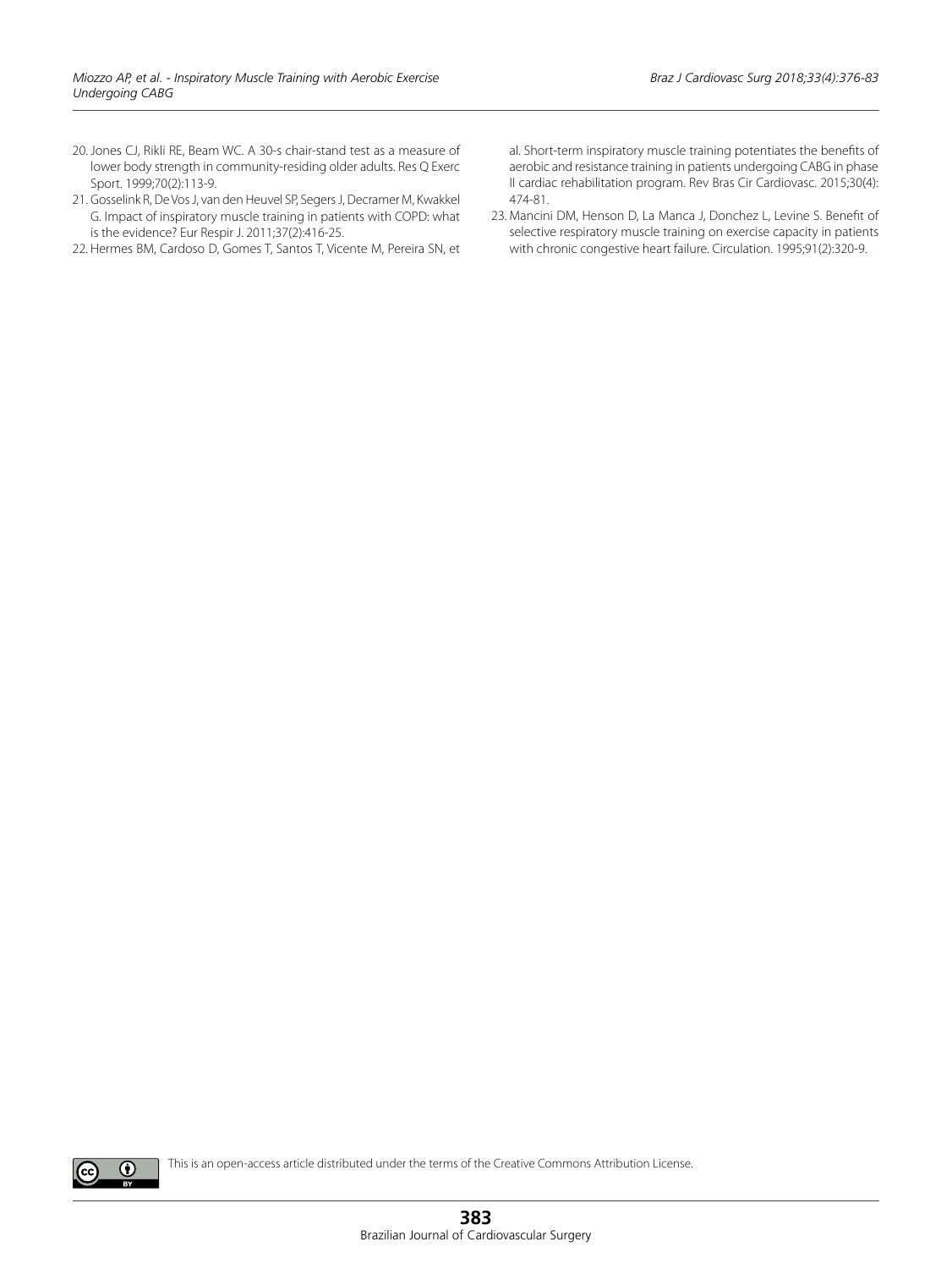20. Jones CJ, Rikli RE, Beam WC. A 30-s chair-stand test as a measure of lower body strength in community-residing older adults. Res Q Exerc Sport. 1999;70(2):113-9.
21. Gosselink R, De Vos J, van den Heuvel SP, Segers J, Decramer M, Kwakkel G. Impact of inspiratory muscle training in patients with COPD: what is the evidence? Eur Respir J. 2011;37(2):416-25.
22. Hermes BM, Cardoso D, Gomes T, Santos T, Vicente M, Pereira SN, et al. Short-term inspiratory muscle training potentiates the benefits of aerobic and resistance training in patients undergoing CABG in phase II cardiac rehabilitation program. Rev Bras Cir Cardiovasc. 2015;30(4): 474-81.
23. Mancini DM, Henson D, La Manca J, Donchez L, Levine S. Benefit of selective respiratory muscle training on exercise capacity in patients with chronic congestive heart failure. Circulation. 1995;91(2):320-9.

This is an open-access article distributed under the terms of the Creative Commons Attribution License.